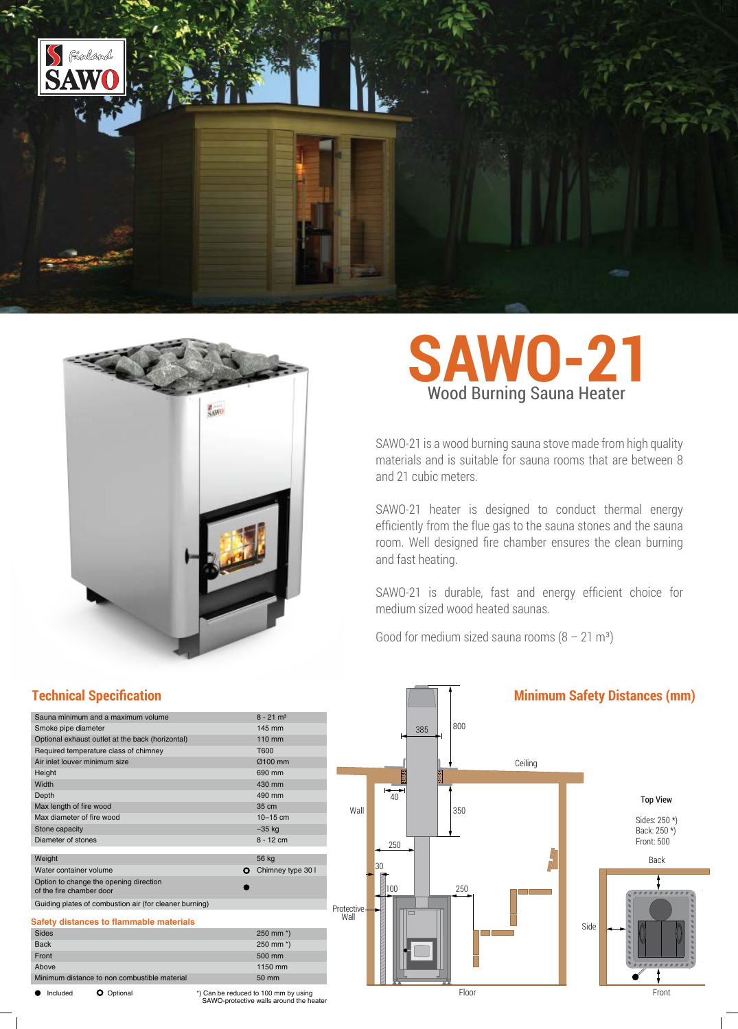# SAWO-21

## Wood Burning Sauna Heater

SAWO-21 is a wood burning sauna stove made from high quality materials and is suitable for sauna rooms that are between 8 and 21 cubic meters.

SAWO-21 heater is designed to conduct thermal energy efficiently from the flue gas to the sauna stones and the sauna room. Well designed fire chamber ensures the clean burning and fast heating.

SAWO-21 is durable, fast and energy efficient choice for medium sized wood heated saunas.

Good for medium sized sauna rooms (8 – 21 m³)

## Technical Specification

| | |
|---|---|
| Sauna minimum and a maximum volume | 8 - 21 m³ |
| Smoke pipe diameter | 145 mm |
| Optional exhaust outlet at the back (horizontal) | 110 mm |
| Required temperature class of chimney | T600 |
| Air inlet louver minimum size | Ø100 mm |
| Height | 690 mm |
| Width | 430 mm |
| Depth | 490 mm |
| Max length of fire wood | 35 cm |
| Max diameter of fire wood | 10–15 cm |
| Stone capacity | ~35 kg |
| Diameter of stones | 8 - 12 cm |
| Weight | 56 kg |
| Water container volume | ○ Chimney type 30 l |
| Option to change the opening direction of the fire chamber door | ● |
| Guiding plates of combustion air (for cleaner burning) | |

### Safety distances to flammable materials

| | |
|---|---|
| Sides | 250 mm *) |
| Back | 250 mm *) |
| Front | 500 mm |
| Above | 1150 mm |
| Minimum distance to non combustible material | 50 mm |

● Included ○ Optional

*) Can be reduced to 100 mm by using SAWO-protective walls around the heater

## Minimum Safety Distances (mm)

Ceiling, Wall, Protective Wall, Floor: 385, 800, 40, 350, 250, 30, 100, 250

Top View

Sides: 250 *)
Back: 250 *)
Front: 500

Back, Side, Front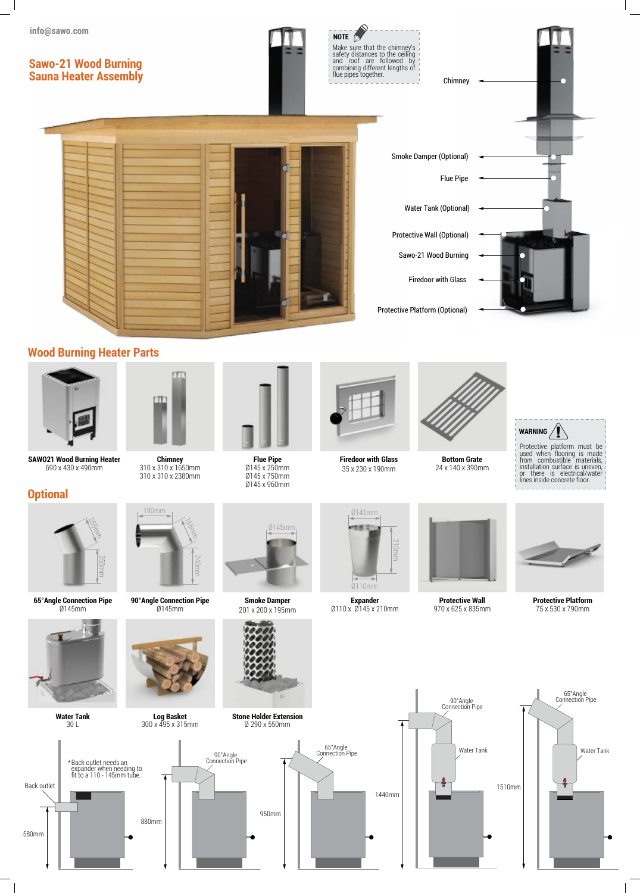info@sawo.com

# Sawo-21 Wood Burning Sauna Heater Assembly

**NOTE**

Make sure that the chimney's safety distances to the ceiling and roof are followed by combining different lengths of flue pipes together.

Chimney

Smoke Damper (Optional)

Flue Pipe

Water Tank (Optional)

Protective Wall (Optional)

Sawo-21 Wood Burning

Firedoor with Glass

Protective Platform (Optional)

## Wood Burning Heater Parts

**SAWO21 Wood Burning Heater**
690 x 430 x 490mm

**Chimney**
310 x 310 x 1650mm
310 x 310 x 2380mm

**Flue Pipe**
Ø145 x 250mm
Ø145 x 750mm
Ø145 x 960mm

**Firedoor with Glass**
35 x 230 x 190mm

**Bottom Grate**
24 x 140 x 390mm

**WARNING**

Protective platform must be used when flooring is made from combustible materials, installation surface is uneven, or there is electrical/water lines inside concrete floor.

## Optional

**65°Angle Connection Pipe**
Ø145mm
(255mm, 350mm)

**90°Angle Connection Pipe**
Ø145mm
(190mm, 165mm, 240mm)

**Smoke Damper**
201 x 200 x 195mm
(Ø145mm)

**Expander**
Ø110 x Ø145 x 210mm
(Ø145mm, 210mm, Ø110mm)

**Protective Wall**
970 x 625 x 835mm

**Protective Platform**
75 x 530 x 790mm

**Water Tank**
30 L

**Log Basket**
300 x 495 x 315mm

**Stone Holder Extension**
Ø 290 x 550mm

*Back outlet needs an expander when needing to fit to a 110 - 145mm tube.

Back outlet

580mm

90°Angle Connection Pipe

880mm

65°Angle Connection Pipe

950mm

90°Angle Connection Pipe

Water Tank

1440mm

65°Angle Connection Pipe

Water Tank

1510mm